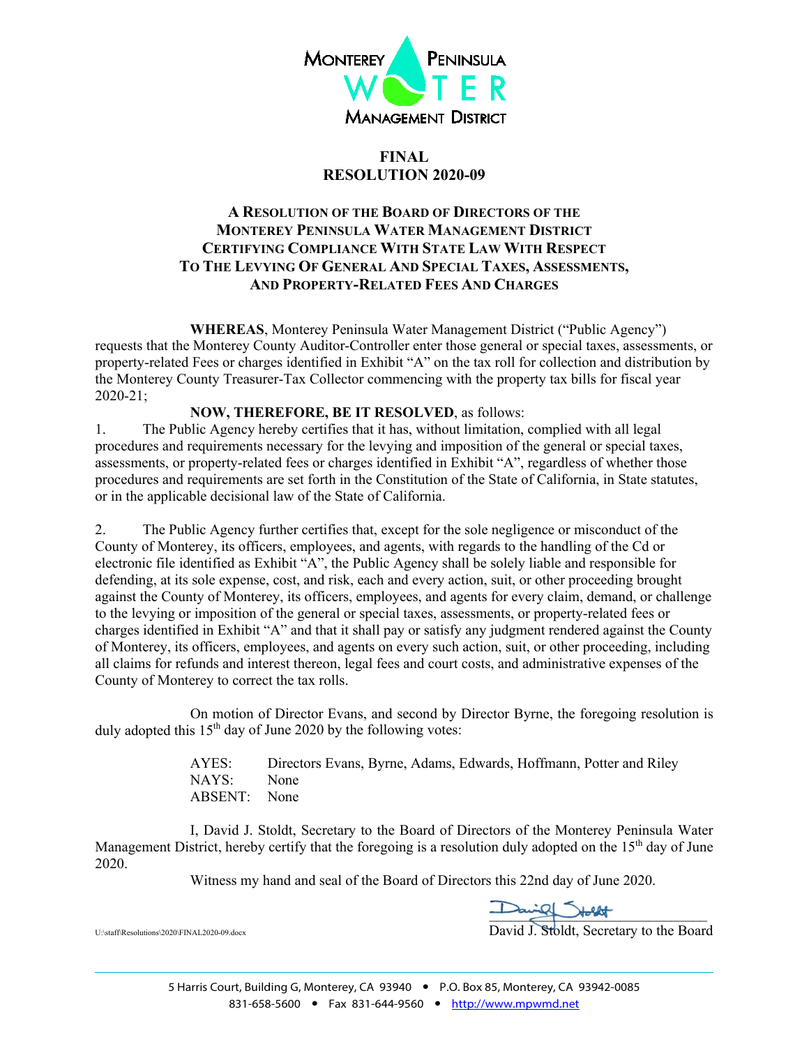MONTEREY PENINSULA WATER MANAGEMENT DISTRICT

# FINAL RESOLUTION 2020-09

## A RESOLUTION OF THE BOARD OF DIRECTORS OF THE MONTEREY PENINSULA WATER MANAGEMENT DISTRICT CERTIFYING COMPLIANCE WITH STATE LAW WITH RESPECT TO THE LEVYING OF GENERAL AND SPECIAL TAXES, ASSESSMENTS, AND PROPERTY-RELATED FEES AND CHARGES

**WHEREAS**, Monterey Peninsula Water Management District ("Public Agency") requests that the Monterey County Auditor-Controller enter those general or special taxes, assessments, or property-related Fees or charges identified in Exhibit "A" on the tax roll for collection and distribution by the Monterey County Treasurer-Tax Collector commencing with the property tax bills for fiscal year 2020-21;

**NOW, THEREFORE, BE IT RESOLVED**, as follows:

1. The Public Agency hereby certifies that it has, without limitation, complied with all legal procedures and requirements necessary for the levying and imposition of the general or special taxes, assessments, or property-related fees or charges identified in Exhibit "A", regardless of whether those procedures and requirements are set forth in the Constitution of the State of California, in State statutes, or in the applicable decisional law of the State of California.

2. The Public Agency further certifies that, except for the sole negligence or misconduct of the County of Monterey, its officers, employees, and agents, with regards to the handling of the Cd or electronic file identified as Exhibit "A", the Public Agency shall be solely liable and responsible for defending, at its sole expense, cost, and risk, each and every action, suit, or other proceeding brought against the County of Monterey, its officers, employees, and agents for every claim, demand, or challenge to the levying or imposition of the general or special taxes, assessments, or property-related fees or charges identified in Exhibit "A" and that it shall pay or satisfy any judgment rendered against the County of Monterey, its officers, employees, and agents on every such action, suit, or other proceeding, including all claims for refunds and interest thereon, legal fees and court costs, and administrative expenses of the County of Monterey to correct the tax rolls.

On motion of Director Evans, and second by Director Byrne, the foregoing resolution is duly adopted this 15th day of June 2020 by the following votes:

AYES: Directors Evans, Byrne, Adams, Edwards, Hoffmann, Potter and Riley
NAYS: None
ABSENT: None

I, David J. Stoldt, Secretary to the Board of Directors of the Monterey Peninsula Water Management District, hereby certify that the foregoing is a resolution duly adopted on the 15th day of June 2020.

Witness my hand and seal of the Board of Directors this 22nd day of June 2020.

David J. Stoldt, Secretary to the Board

U:\staff\Resolutions\2020\FINAL2020-09.docx

5 Harris Court, Building G, Monterey, CA 93940 • P.O. Box 85, Monterey, CA 93942-0085
831-658-5600 • Fax 831-644-9560 • http://www.mpwmd.net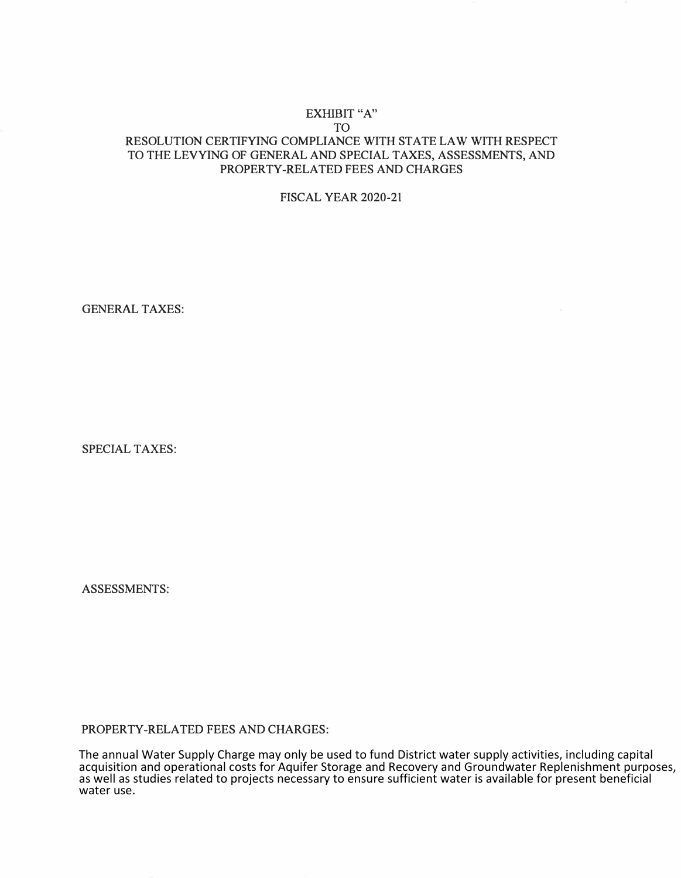# EXHIBIT "A" TO RESOLUTION CERTIFYING COMPLIANCE WITH STATE LAW WITH RESPECT TO THE LEVYING OF GENERAL AND SPECIAL TAXES, ASSESSMENTS, AND PROPERTY-RELATED FEES AND CHARGES

FISCAL YEAR 2020-21

GENERAL TAXES:

SPECIAL TAXES:

ASSESSMENTS:

PROPERTY-RELATED FEES AND CHARGES:

The annual Water Supply Charge may only be used to fund District water supply activities, including capital acquisition and operational costs for Aquifer Storage and Recovery and Groundwater Replenishment purposes, as well as studies related to projects necessary to ensure sufficient water is available for present beneficial water use.